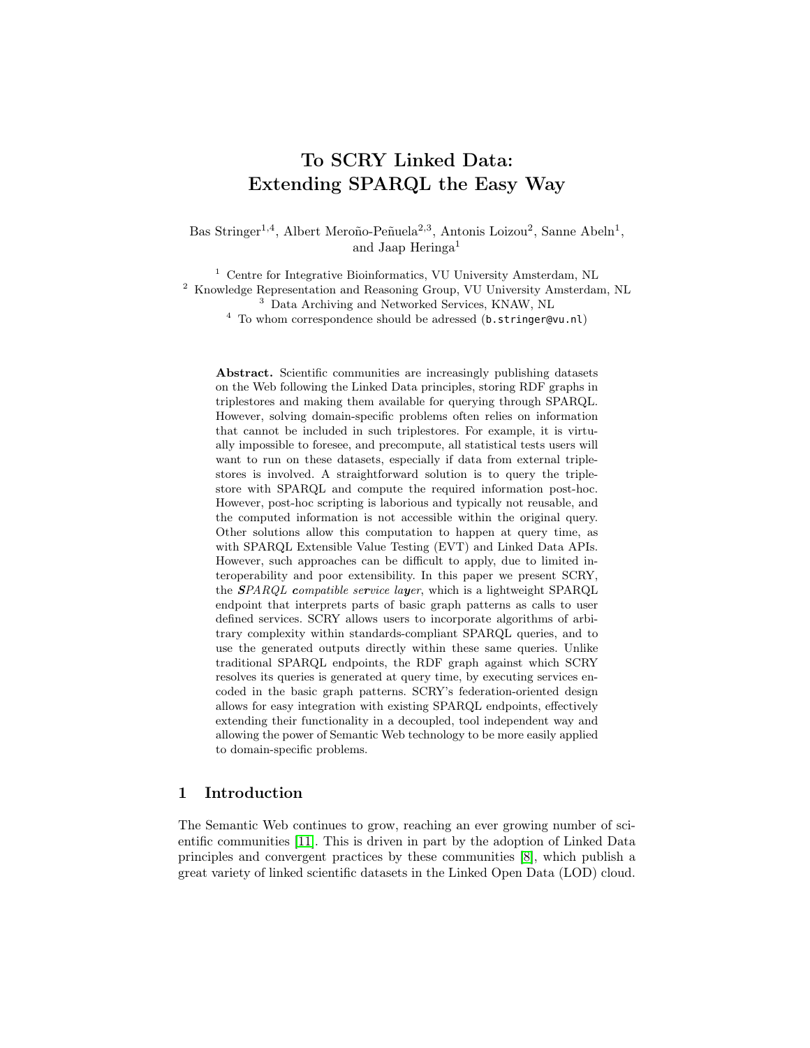# To SCRY Linked Data: Extending SPARQL the Easy Way

Bas Stringer[1,4], Albert Meroño-Peñuela[2,3], Antonis Loizou[2], Sanne Abeln[1], and Jaap Heringa[1]

[1] Centre for Integrative Bioinformatics, VU University Amsterdam, NL
[2] Knowledge Representation and Reasoning Group, VU University Amsterdam, NL
[3] Data Archiving and Networked Services, KNAW, NL
[4] To whom correspondence should be adressed (b.stringer@vu.nl)

**Abstract.** Scientific communities are increasingly publishing datasets on the Web following the Linked Data principles, storing RDF graphs in triplestores and making them available for querying through SPARQL. However, solving domain-specific problems often relies on information that cannot be included in such triplestores. For example, it is virtually impossible to foresee, and precompute, all statistical tests users will want to run on these datasets, especially if data from external triplestores is involved. A straightforward solution is to query the triplestore with SPARQL and compute the required information post-hoc. However, post-hoc scripting is laborious and typically not reusable, and the computed information is not accessible within the original query. Other solutions allow this computation to happen at query time, as with SPARQL Extensible Value Testing (EVT) and Linked Data APIs. However, such approaches can be difficult to apply, due to limited interoperability and poor extensibility. In this paper we present SCRY, the ***S****PARQL* ***c****ompatible se****r****vice la****y****er*, which is a lightweight SPARQL endpoint that interprets parts of basic graph patterns as calls to user defined services. SCRY allows users to incorporate algorithms of arbitrary complexity within standards-compliant SPARQL queries, and to use the generated outputs directly within these same queries. Unlike traditional SPARQL endpoints, the RDF graph against which SCRY resolves its queries is generated at query time, by executing services encoded in the basic graph patterns. SCRY's federation-oriented design allows for easy integration with existing SPARQL endpoints, effectively extending their functionality in a decoupled, tool independent way and allowing the power of Semantic Web technology to be more easily applied to domain-specific problems.

## 1 Introduction

The Semantic Web continues to grow, reaching an ever growing number of scientific communities [11]. This is driven in part by the adoption of Linked Data principles and convergent practices by these communities [8], which publish a great variety of linked scientific datasets in the Linked Open Data (LOD) cloud.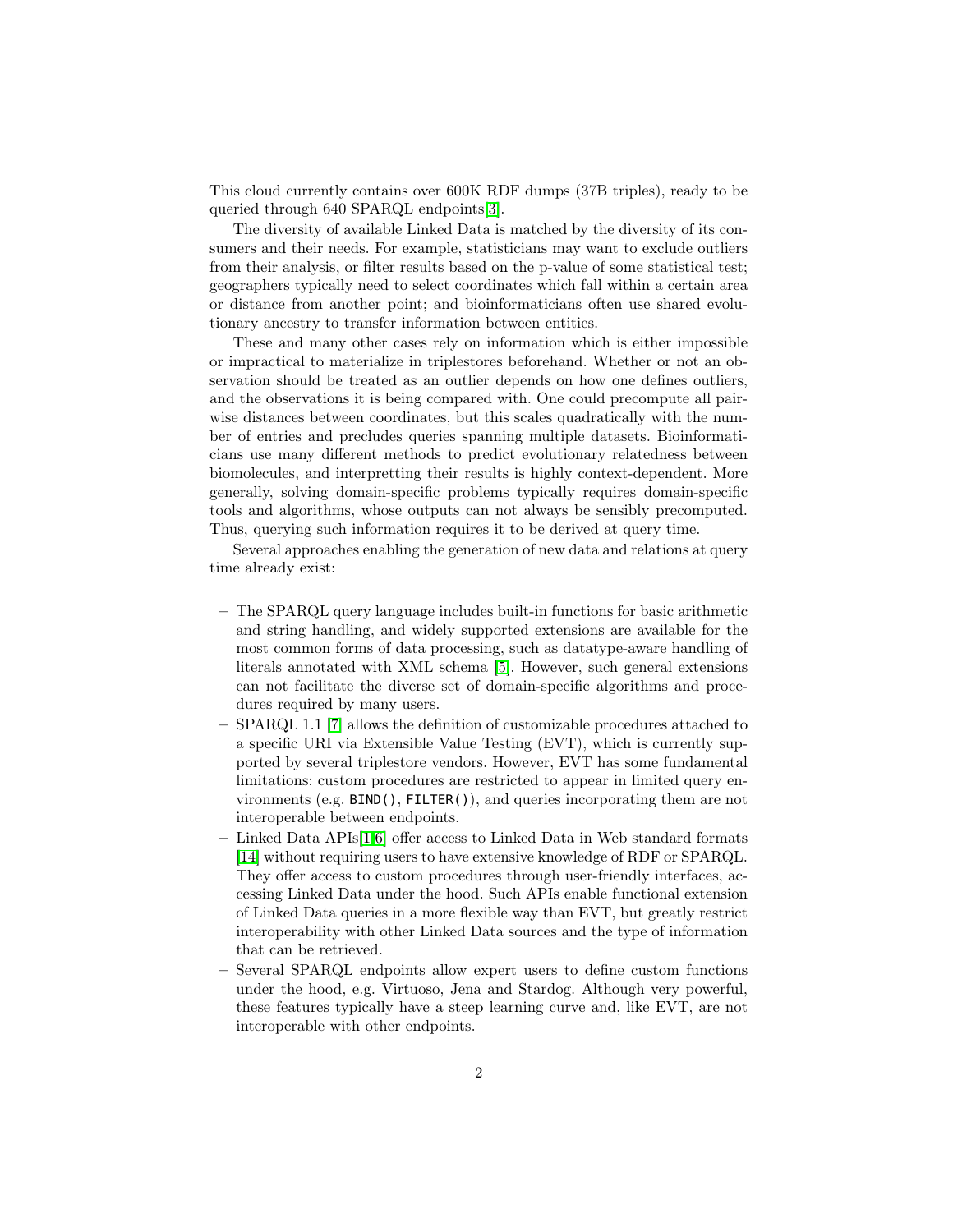This cloud currently contains over 600K RDF dumps (37B triples), ready to be queried through 640 SPARQL endpoints[3].

The diversity of available Linked Data is matched by the diversity of its consumers and their needs. For example, statisticians may want to exclude outliers from their analysis, or filter results based on the p-value of some statistical test; geographers typically need to select coordinates which fall within a certain area or distance from another point; and bioinformaticians often use shared evolutionary ancestry to transfer information between entities.

These and many other cases rely on information which is either impossible or impractical to materialize in triplestores beforehand. Whether or not an observation should be treated as an outlier depends on how one defines outliers, and the observations it is being compared with. One could precompute all pairwise distances between coordinates, but this scales quadratically with the number of entries and precludes queries spanning multiple datasets. Bioinformaticians use many different methods to predict evolutionary relatedness between biomolecules, and interpretting their results is highly context-dependent. More generally, solving domain-specific problems typically requires domain-specific tools and algorithms, whose outputs can not always be sensibly precomputed. Thus, querying such information requires it to be derived at query time.

Several approaches enabling the generation of new data and relations at query time already exist:

- The SPARQL query language includes built-in functions for basic arithmetic and string handling, and widely supported extensions are available for the most common forms of data processing, such as datatype-aware handling of literals annotated with XML schema [5]. However, such general extensions can not facilitate the diverse set of domain-specific algorithms and procedures required by many users.
- SPARQL 1.1 [7] allows the definition of customizable procedures attached to a specific URI via Extensible Value Testing (EVT), which is currently supported by several triplestore vendors. However, EVT has some fundamental limitations: custom procedures are restricted to appear in limited query environments (e.g. `BIND()`, `FILTER()`), and queries incorporating them are not interoperable between endpoints.
- Linked Data APIs[1,6] offer access to Linked Data in Web standard formats [14] without requiring users to have extensive knowledge of RDF or SPARQL. They offer access to custom procedures through user-friendly interfaces, accessing Linked Data under the hood. Such APIs enable functional extension of Linked Data queries in a more flexible way than EVT, but greatly restrict interoperability with other Linked Data sources and the type of information that can be retrieved.
- Several SPARQL endpoints allow expert users to define custom functions under the hood, e.g. Virtuoso, Jena and Stardog. Although very powerful, these features typically have a steep learning curve and, like EVT, are not interoperable with other endpoints.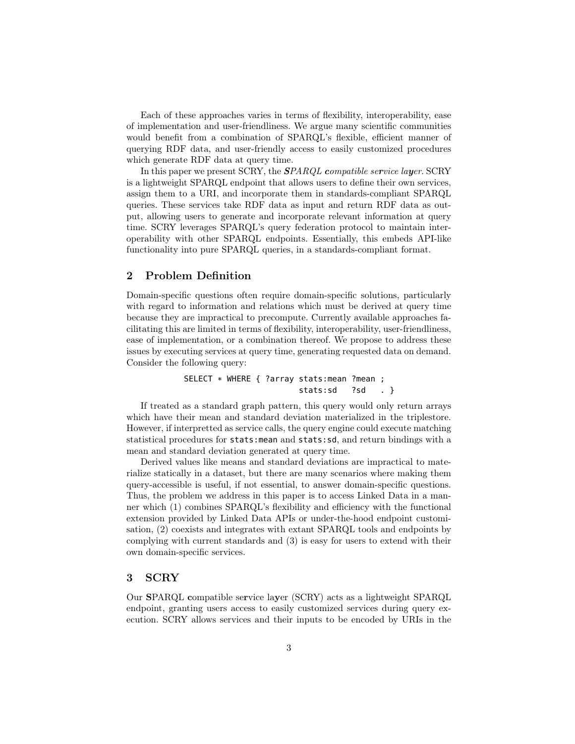Each of these approaches varies in terms of flexibility, interoperability, ease of implementation and user-friendliness. We argue many scientific communities would benefit from a combination of SPARQL's flexible, efficient manner of querying RDF data, and user-friendly access to easily customized procedures which generate RDF data at query time.

In this paper we present SCRY, the ***S**PARQL **c**ompatible se**r**vice la**y**er*. SCRY is a lightweight SPARQL endpoint that allows users to define their own services, assign them to a URI, and incorporate them in standards-compliant SPARQL queries. These services take RDF data as input and return RDF data as output, allowing users to generate and incorporate relevant information at query time. SCRY leverages SPARQL's query federation protocol to maintain interoperability with other SPARQL endpoints. Essentially, this embeds API-like functionality into pure SPARQL queries, in a standards-compliant format.

## 2 Problem Definition

Domain-specific questions often require domain-specific solutions, particularly with regard to information and relations which must be derived at query time because they are impractical to precompute. Currently available approaches facilitating this are limited in terms of flexibility, interoperability, user-friendliness, ease of implementation, or a combination thereof. We propose to address these issues by executing services at query time, generating requested data on demand. Consider the following query:

```
SELECT * WHERE { ?array stats:mean ?mean ;
                        stats:sd   ?sd   . }
```

If treated as a standard graph pattern, this query would only return arrays which have their mean and standard deviation materialized in the triplestore. However, if interpretted as service calls, the query engine could execute matching statistical procedures for `stats:mean` and `stats:sd`, and return bindings with a mean and standard deviation generated at query time.

Derived values like means and standard deviations are impractical to materialize statically in a dataset, but there are many scenarios where making them query-accessible is useful, if not essential, to answer domain-specific questions. Thus, the problem we address in this paper is to access Linked Data in a manner which (1) combines SPARQL's flexibility and efficiency with the functional extension provided by Linked Data APIs or under-the-hood endpoint customisation, (2) coexists and integrates with extant SPARQL tools and endpoints by complying with current standards and (3) is easy for users to extend with their own domain-specific services.

## 3 SCRY

Our **S**PARQL **c**ompatible se**r**vice la**y**er (SCRY) acts as a lightweight SPARQL endpoint, granting users access to easily customized services during query execution. SCRY allows services and their inputs to be encoded by URIs in the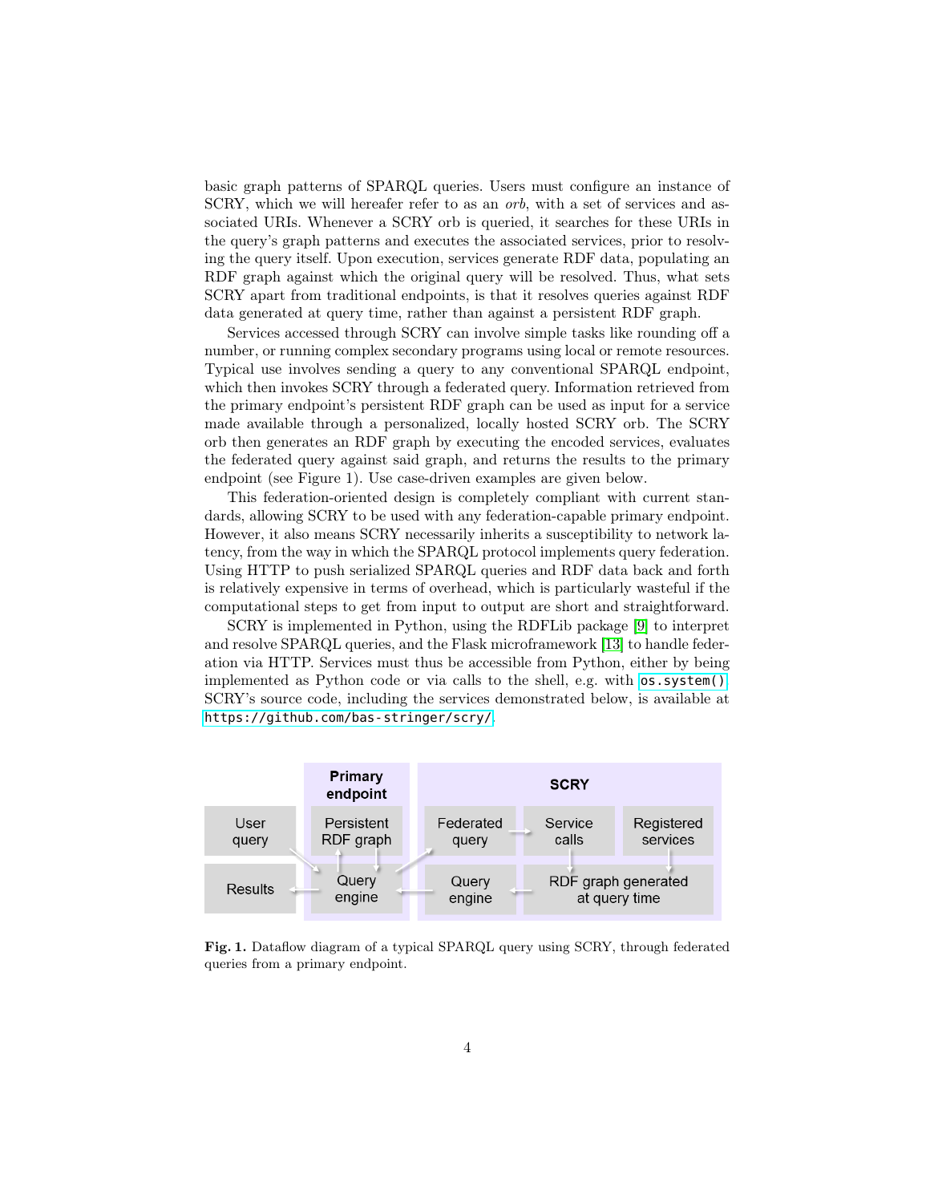basic graph patterns of SPARQL queries. Users must configure an instance of SCRY, which we will hereafer refer to as an *orb*, with a set of services and associated URIs. Whenever a SCRY orb is queried, it searches for these URIs in the query's graph patterns and executes the associated services, prior to resolving the query itself. Upon execution, services generate RDF data, populating an RDF graph against which the original query will be resolved. Thus, what sets SCRY apart from traditional endpoints, is that it resolves queries against RDF data generated at query time, rather than against a persistent RDF graph.

Services accessed through SCRY can involve simple tasks like rounding off a number, or running complex secondary programs using local or remote resources. Typical use involves sending a query to any conventional SPARQL endpoint, which then invokes SCRY through a federated query. Information retrieved from the primary endpoint's persistent RDF graph can be used as input for a service made available through a personalized, locally hosted SCRY orb. The SCRY orb then generates an RDF graph by executing the encoded services, evaluates the federated query against said graph, and returns the results to the primary endpoint (see Figure 1). Use case-driven examples are given below.

This federation-oriented design is completely compliant with current standards, allowing SCRY to be used with any federation-capable primary endpoint. However, it also means SCRY necessarily inherits a susceptibility to network latency, from the way in which the SPARQL protocol implements query federation. Using HTTP to push serialized SPARQL queries and RDF data back and forth is relatively expensive in terms of overhead, which is particularly wasteful if the computational steps to get from input to output are short and straightforward.

SCRY is implemented in Python, using the RDFLib package [9] to interpret and resolve SPARQL queries, and the Flask microframework [13] to handle federation via HTTP. Services must thus be accessible from Python, either by being implemented as Python code or via calls to the shell, e.g. with `os.system()`. SCRY's source code, including the services demonstrated below, is available at `https://github.com/bas-stringer/scry/`.

Primary endpoint
SCRY
User query
Persistent RDF graph
Federated query
Service calls
Registered services
Results
Query engine
Query engine
RDF graph generated at query time

**Fig. 1.** Dataflow diagram of a typical SPARQL query using SCRY, through federated queries from a primary endpoint.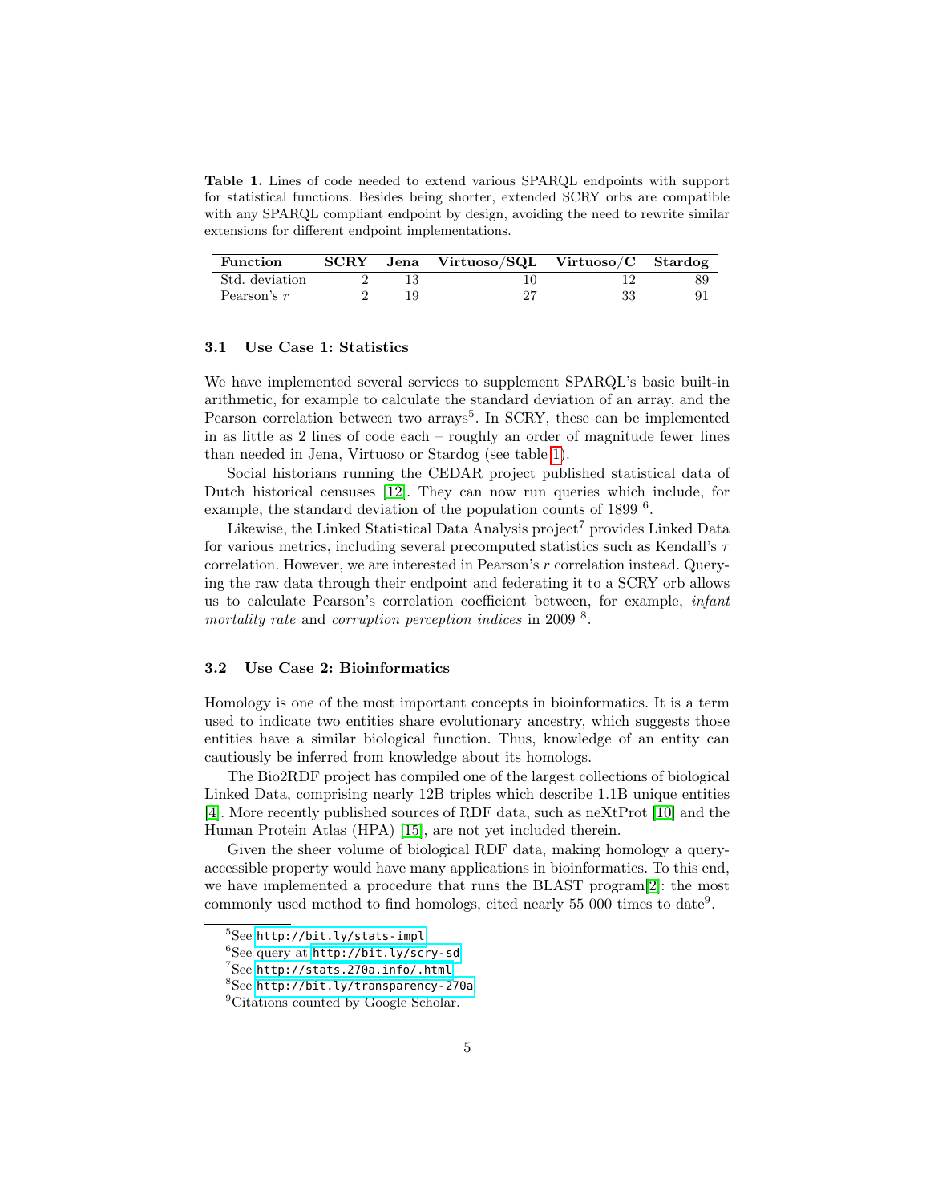**Table 1.** Lines of code needed to extend various SPARQL endpoints with support for statistical functions. Besides being shorter, extended SCRY orbs are compatible with any SPARQL compliant endpoint by design, avoiding the need to rewrite similar extensions for different endpoint implementations.

| Function | SCRY | Jena | Virtuoso/SQL | Virtuoso/C | Stardog |
|---|---|---|---|---|---|
| Std. deviation | 2 | 13 | 10 | 12 | 89 |
| Pearson's $r$ | 2 | 19 | 27 | 33 | 91 |

### 3.1 Use Case 1: Statistics

We have implemented several services to supplement SPARQL's basic built-in arithmetic, for example to calculate the standard deviation of an array, and the Pearson correlation between two arrays[5]. In SCRY, these can be implemented in as little as 2 lines of code each – roughly an order of magnitude fewer lines than needed in Jena, Virtuoso or Stardog (see table 1).

Social historians running the CEDAR project published statistical data of Dutch historical censuses [12]. They can now run queries which include, for example, the standard deviation of the population counts of 1899 [6].

Likewise, the Linked Statistical Data Analysis project[7] provides Linked Data for various metrics, including several precomputed statistics such as Kendall's $\tau$ correlation. However, we are interested in Pearson's $r$ correlation instead. Querying the raw data through their endpoint and federating it to a SCRY orb allows us to calculate Pearson's correlation coefficient between, for example, *infant mortality rate* and *corruption perception indices* in 2009 [8].

### 3.2 Use Case 2: Bioinformatics

Homology is one of the most important concepts in bioinformatics. It is a term used to indicate two entities share evolutionary ancestry, which suggests those entities have a similar biological function. Thus, knowledge of an entity can cautiously be inferred from knowledge about its homologs.

The Bio2RDF project has compiled one of the largest collections of biological Linked Data, comprising nearly 12B triples which describe 1.1B unique entities [4]. More recently published sources of RDF data, such as neXtProt [10] and the Human Protein Atlas (HPA) [15], are not yet included therein.

Given the sheer volume of biological RDF data, making homology a query-accessible property would have many applications in bioinformatics. To this end, we have implemented a procedure that runs the BLAST program[2]: the most commonly used method to find homologs, cited nearly 55 000 times to date[9].

---

[5] See http://bit.ly/stats-impl

[6] See query at http://bit.ly/scry-sd

[7] See http://stats.270a.info/.html

[8] See http://bit.ly/transparency-270a

[9] Citations counted by Google Scholar.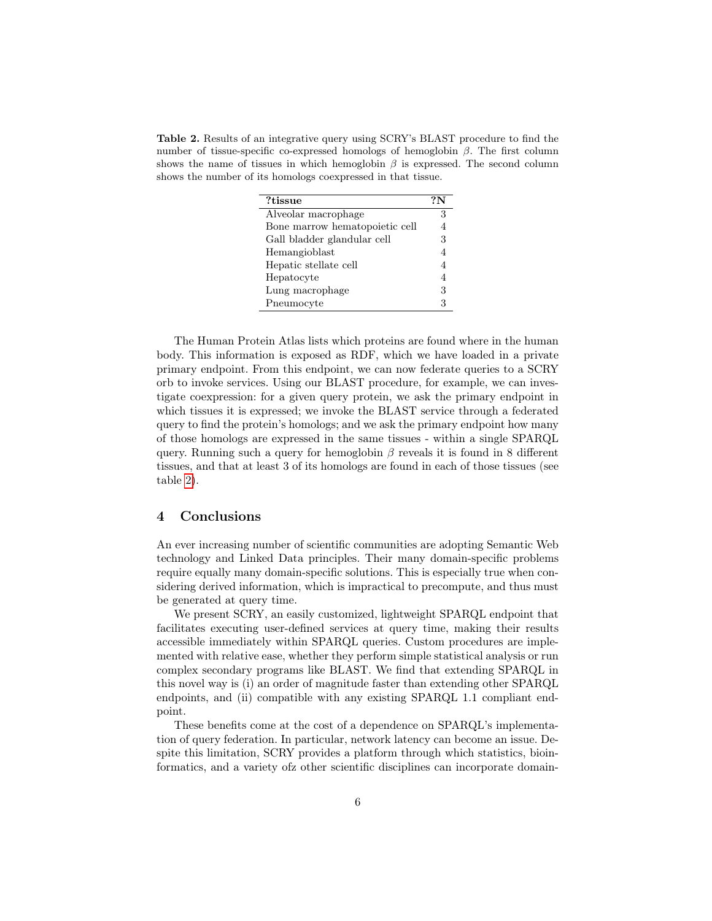**Table 2.** Results of an integrative query using SCRY's BLAST procedure to find the number of tissue-specific co-expressed homologs of hemoglobin $\beta$. The first column shows the name of tissues in which hemoglobin $\beta$ is expressed. The second column shows the number of its homologs coexpressed in that tissue.

| ?tissue | ?N |
|---|---|
| Alveolar macrophage | 3 |
| Bone marrow hematopoietic cell | 4 |
| Gall bladder glandular cell | 3 |
| Hemangioblast | 4 |
| Hepatic stellate cell | 4 |
| Hepatocyte | 4 |
| Lung macrophage | 3 |
| Pneumocyte | 3 |

The Human Protein Atlas lists which proteins are found where in the human body. This information is exposed as RDF, which we have loaded in a private primary endpoint. From this endpoint, we can now federate queries to a SCRY orb to invoke services. Using our BLAST procedure, for example, we can investigate coexpression: for a given query protein, we ask the primary endpoint in which tissues it is expressed; we invoke the BLAST service through a federated query to find the protein's homologs; and we ask the primary endpoint how many of those homologs are expressed in the same tissues - within a single SPARQL query. Running such a query for hemoglobin $\beta$ reveals it is found in 8 different tissues, and that at least 3 of its homologs are found in each of those tissues (see table 2).

## 4 Conclusions

An ever increasing number of scientific communities are adopting Semantic Web technology and Linked Data principles. Their many domain-specific problems require equally many domain-specific solutions. This is especially true when considering derived information, which is impractical to precompute, and thus must be generated at query time.

We present SCRY, an easily customized, lightweight SPARQL endpoint that facilitates executing user-defined services at query time, making their results accessible immediately within SPARQL queries. Custom procedures are implemented with relative ease, whether they perform simple statistical analysis or run complex secondary programs like BLAST. We find that extending SPARQL in this novel way is (i) an order of magnitude faster than extending other SPARQL endpoints, and (ii) compatible with any existing SPARQL 1.1 compliant endpoint.

These benefits come at the cost of a dependence on SPARQL's implementation of query federation. In particular, network latency can become an issue. Despite this limitation, SCRY provides a platform through which statistics, bioinformatics, and a variety ofz other scientific disciplines can incorporate domain-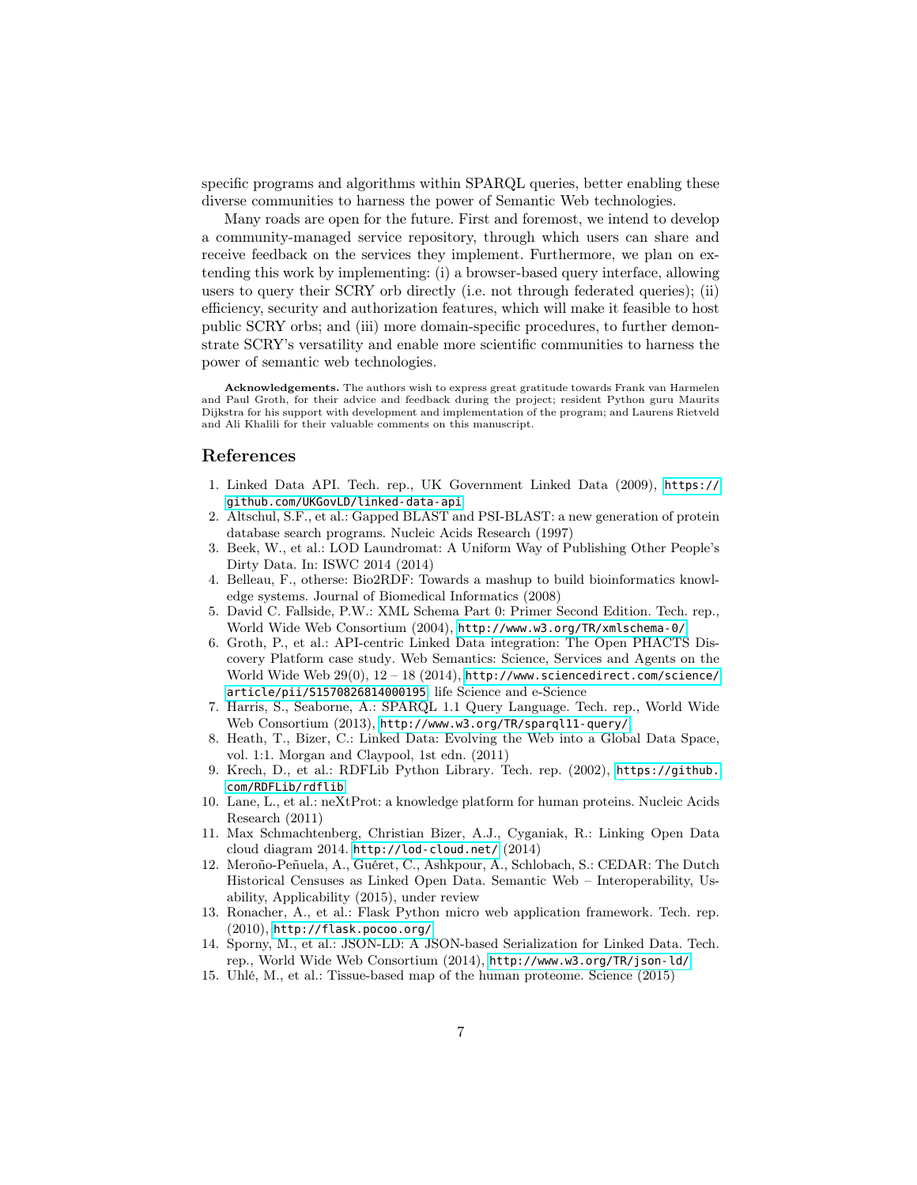specific programs and algorithms within SPARQL queries, better enabling these diverse communities to harness the power of Semantic Web technologies.

Many roads are open for the future. First and foremost, we intend to develop a community-managed service repository, through which users can share and receive feedback on the services they implement. Furthermore, we plan on extending this work by implementing: (i) a browser-based query interface, allowing users to query their SCRY orb directly (i.e. not through federated queries); (ii) efficiency, security and authorization features, which will make it feasible to host public SCRY orbs; and (iii) more domain-specific procedures, to further demonstrate SCRY's versatility and enable more scientific communities to harness the power of semantic web technologies.

**Acknowledgements.** The authors wish to express great gratitude towards Frank van Harmelen and Paul Groth, for their advice and feedback during the project; resident Python guru Maurits Dijkstra for his support with development and implementation of the program; and Laurens Rietveld and Ali Khalili for their valuable comments on this manuscript.

## References

1. Linked Data API. Tech. rep., UK Government Linked Data (2009), `https://github.com/UKGovLD/linked-data-api`
2. Altschul, S.F., et al.: Gapped BLAST and PSI-BLAST: a new generation of protein database search programs. Nucleic Acids Research (1997)
3. Beek, W., et al.: LOD Laundromat: A Uniform Way of Publishing Other People's Dirty Data. In: ISWC 2014 (2014)
4. Belleau, F., otherse: Bio2RDF: Towards a mashup to build bioinformatics knowledge systems. Journal of Biomedical Informatics (2008)
5. David C. Fallside, P.W.: XML Schema Part 0: Primer Second Edition. Tech. rep., World Wide Web Consortium (2004), `http://www.w3.org/TR/xmlschema-0/`
6. Groth, P., et al.: API-centric Linked Data integration: The Open PHACTS Discovery Platform case study. Web Semantics: Science, Services and Agents on the World Wide Web 29(0), 12 – 18 (2014), `http://www.sciencedirect.com/science/article/pii/S1570826814000195`, life Science and e-Science
7. Harris, S., Seaborne, A.: SPARQL 1.1 Query Language. Tech. rep., World Wide Web Consortium (2013), `http://www.w3.org/TR/sparql11-query/`
8. Heath, T., Bizer, C.: Linked Data: Evolving the Web into a Global Data Space, vol. 1:1. Morgan and Claypool, 1st edn. (2011)
9. Krech, D., et al.: RDFLib Python Library. Tech. rep. (2002), `https://github.com/RDFLib/rdflib`
10. Lane, L., et al.: neXtProt: a knowledge platform for human proteins. Nucleic Acids Research (2011)
11. Max Schmachtenberg, Christian Bizer, A.J., Cyganiak, R.: Linking Open Data cloud diagram 2014. `http://lod-cloud.net/` (2014)
12. Meroño-Peñuela, A., Guéret, C., Ashkpour, A., Schlobach, S.: CEDAR: The Dutch Historical Censuses as Linked Open Data. Semantic Web – Interoperability, Usability, Applicability (2015), under review
13. Ronacher, A., et al.: Flask Python micro web application framework. Tech. rep. (2010), `http://flask.pocoo.org/`
14. Sporny, M., et al.: JSON-LD: A JSON-based Serialization for Linked Data. Tech. rep., World Wide Web Consortium (2014), `http://www.w3.org/TR/json-ld/`
15. Uhlé, M., et al.: Tissue-based map of the human proteome. Science (2015)